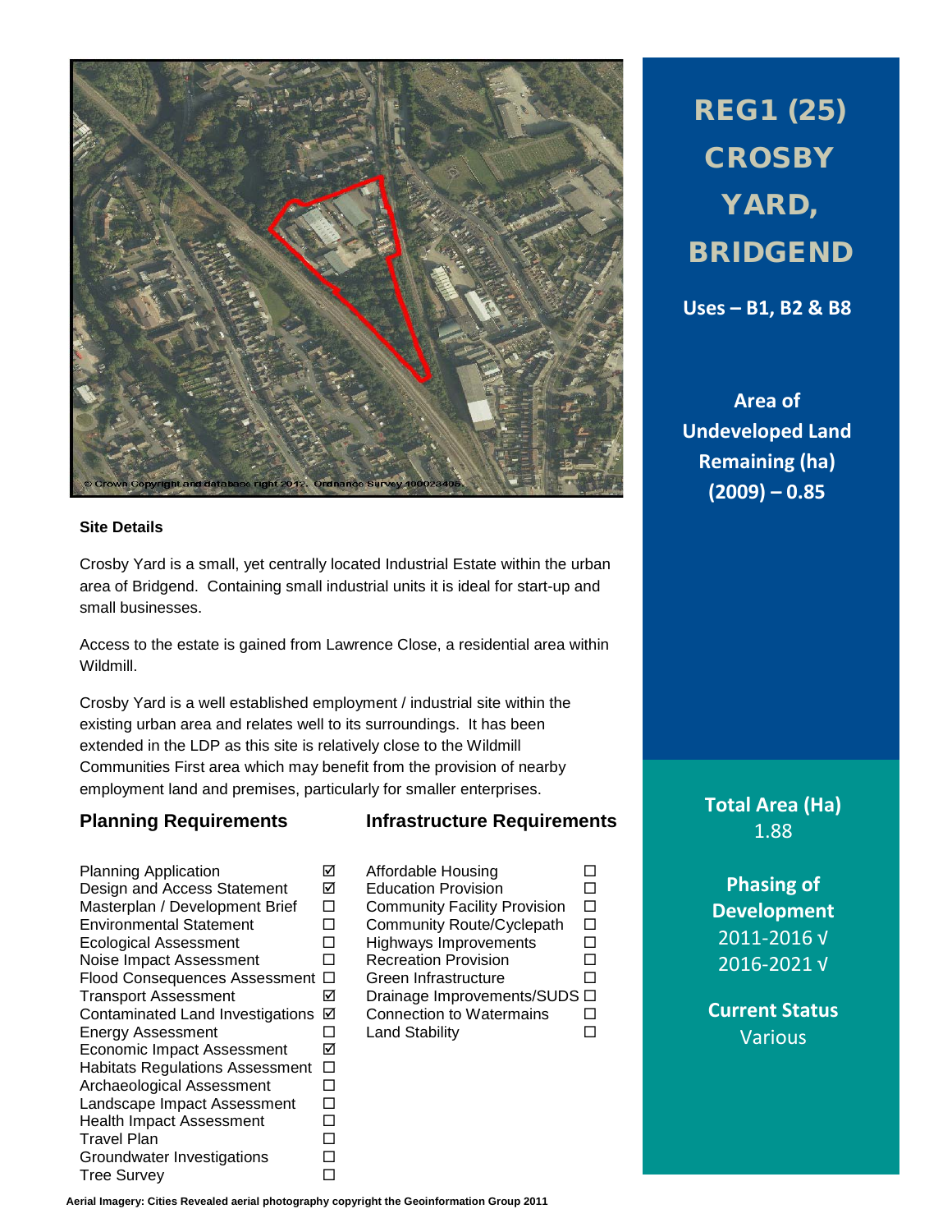# REG1 (25) CROSBY YARD, BRIDGEND

**Uses – B1, B2 & B8**

**Area of Undeveloped Land Remaining (ha) (2009) – 0.85**

**Total Area (Ha)**
1.88

**Phasing of Development**
2011-2016 √
2016-2021 √

**Current Status**
Various

© Crown Copyright and database right 2012. Ordnance Survey 100023405.

### Site Details

Crosby Yard is a small, yet centrally located Industrial Estate within the urban area of Bridgend. Containing small industrial units it is ideal for start-up and small businesses.

Access to the estate is gained from Lawrence Close, a residential area within Wildmill.

Crosby Yard is a well established employment / industrial site within the existing urban area and relates well to its surroundings. It has been extended in the LDP as this site is relatively close to the Wildmill Communities First area which may benefit from the provision of nearby employment land and premises, particularly for smaller enterprises.

### Planning Requirements

| Requirement | |
|---|---|
| Planning Application | ☑ |
| Design and Access Statement | ☑ |
| Masterplan / Development Brief | ☐ |
| Environmental Statement | ☐ |
| Ecological Assessment | ☐ |
| Noise Impact Assessment | ☐ |
| Flood Consequences Assessment | ☐ |
| Transport Assessment | ☑ |
| Contaminated Land Investigations | ☑ |
| Energy Assessment | ☐ |
| Economic Impact Assessment | ☑ |
| Habitats Regulations Assessment | ☐ |
| Archaeological Assessment | ☐ |
| Landscape Impact Assessment | ☐ |
| Health Impact Assessment | ☐ |
| Travel Plan | ☐ |
| Groundwater Investigations | ☐ |
| Tree Survey | ☐ |

### Infrastructure Requirements

| Requirement | |
|---|---|
| Affordable Housing | ☐ |
| Education Provision | ☐ |
| Community Facility Provision | ☐ |
| Community Route/Cyclepath | ☐ |
| Highways Improvements | ☐ |
| Recreation Provision | ☐ |
| Green Infrastructure | ☐ |
| Drainage Improvements/SUDS | ☐ |
| Connection to Watermains | ☐ |
| Land Stability | ☐ |

**Aerial Imagery: Cities Revealed aerial photography copyright the Geoinformation Group 2011**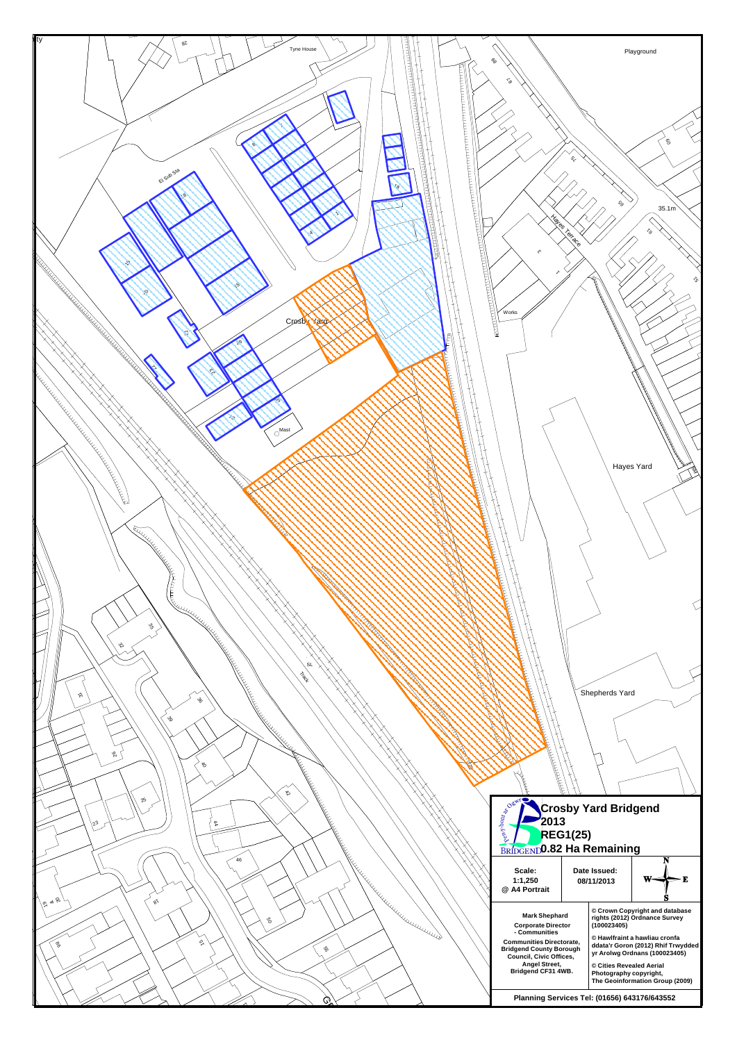# Crosby Yard Bridgend

**2013**

**REG1(25)**

**0.82 Ha Remaining**

BRIDGEND

Pen-y-bont ar Ogwr

**Scale:**
**1:1,250**
**@ A4 Portrait**

**Date Issued:**
**08/11/2013**

N
W E
S

**Mark Shephard**
**Corporate Director - Communities**

**Communities Directorate, Bridgend County Borough Council, Civic Offices, Angel Street, Bridgend CF31 4WB.**

**© Crown Copyright and database rights (2012) Ordnance Survey (100023405)**

**© Hawlfraint a hawliau cronfa ddata'r Goron (2012) Rhif Trwydded yr Arolwg Ordnans (100023405)**

**© Cities Revealed Aerial Photography copyright, The Geoinformation Group (2009)**

**Planning Services Tel: (01656) 643176/643552**

Tyne House

El Sub Sta

Crosby Yard

Mast

Works

Hayes Terrace

Playground

35.1m

Hayes Yard

Shepherds Yard

SL

Track